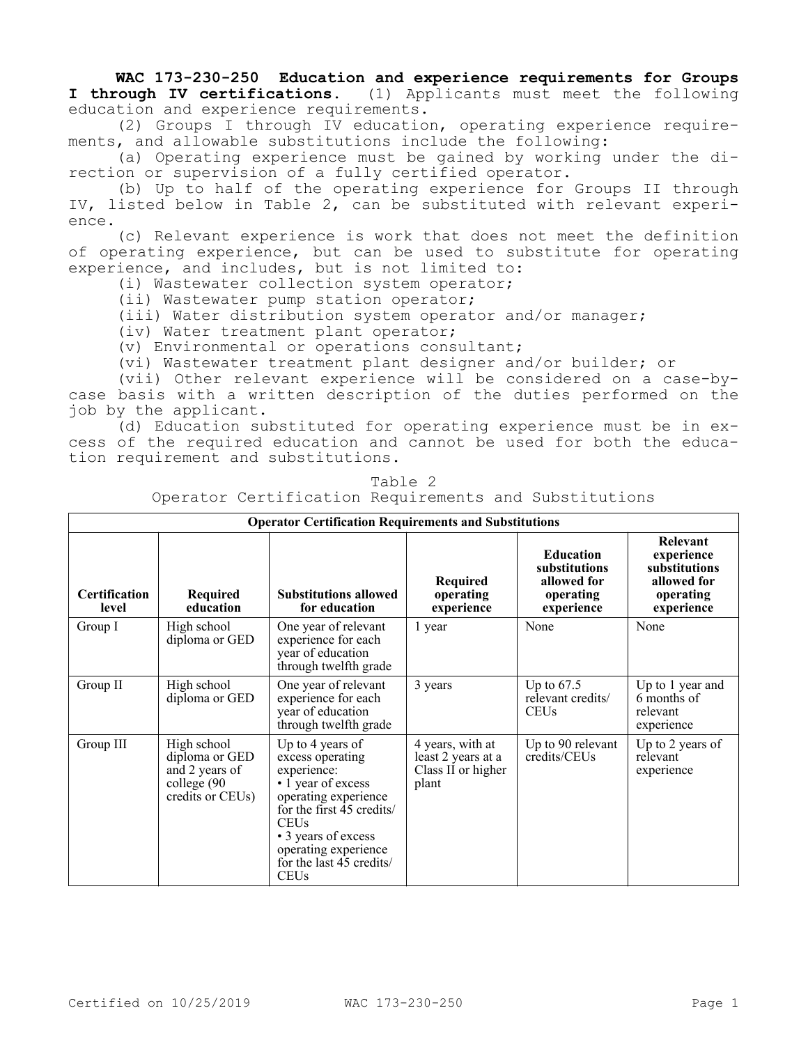**WAC 173-230-250 Education and experience requirements for Groups I through IV certifications.** (1) Applicants must meet the following education and experience requirements.

(2) Groups I through IV education, operating experience requirements, and allowable substitutions include the following:

(a) Operating experience must be gained by working under the direction or supervision of a fully certified operator.

(b) Up to half of the operating experience for Groups II through IV, listed below in Table 2, can be substituted with relevant experience.

(c) Relevant experience is work that does not meet the definition of operating experience, but can be used to substitute for operating experience, and includes, but is not limited to:

(i) Wastewater collection system operator;

(ii) Wastewater pump station operator;

(iii) Water distribution system operator and/or manager;

(iv) Water treatment plant operator;

(v) Environmental or operations consultant;

(vi) Wastewater treatment plant designer and/or builder; or

(vii) Other relevant experience will be considered on a case-by-case basis with a written description of the duties performed on the job by the applicant.

(d) Education substituted for operating experience must be in excess of the required education and cannot be used for both the education requirement and substitutions.

Table 2
Operator Certification Requirements and Substitutions

| **Operator Certification Requirements and Substitutions** | | | | | |
|---|---|---|---|---|---|
| **Certification level** | **Required education** | **Substitutions allowed for education** | **Required operating experience** | **Education substitutions allowed for operating experience** | **Relevant experience substitutions allowed for operating experience** |
| Group I | High school diploma or GED | One year of relevant experience for each year of education through twelfth grade | 1 year | None | None |
| Group II | High school diploma or GED | One year of relevant experience for each year of education through twelfth grade | 3 years | Up to 67.5 relevant credits/ CEUs | Up to 1 year and 6 months of relevant experience |
| Group III | High school diploma or GED and 2 years of college (90 credits or CEUs) | Up to 4 years of excess operating experience:<br>• 1 year of excess operating experience for the first 45 credits/ CEUs<br>• 3 years of excess operating experience for the last 45 credits/ CEUs | 4 years, with at least 2 years at a Class II or higher plant | Up to 90 relevant credits/CEUs | Up to 2 years of relevant experience |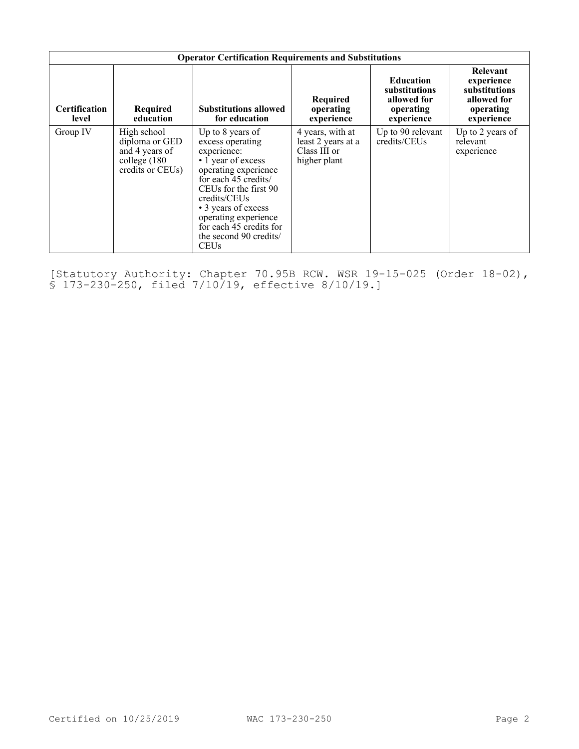| Operator Certification Requirements and Substitutions | | | | | |
|---|---|---|---|---|---|
| **Certification level** | **Required education** | **Substitutions allowed for education** | **Required operating experience** | **Education substitutions allowed for operating experience** | **Relevant experience substitutions allowed for operating experience** |
| Group IV | High school diploma or GED and 4 years of college (180 credits or CEUs) | Up to 8 years of excess operating experience: • 1 year of excess operating experience for each 45 credits/ CEUs for the first 90 credits/CEUs • 3 years of excess operating experience for each 45 credits for the second 90 credits/ CEUs | 4 years, with at least 2 years at a Class III or higher plant | Up to 90 relevant credits/CEUs | Up to 2 years of relevant experience |

[Statutory Authority: Chapter 70.95B RCW. WSR 19-15-025 (Order 18-02), § 173-230-250, filed 7/10/19, effective 8/10/19.]